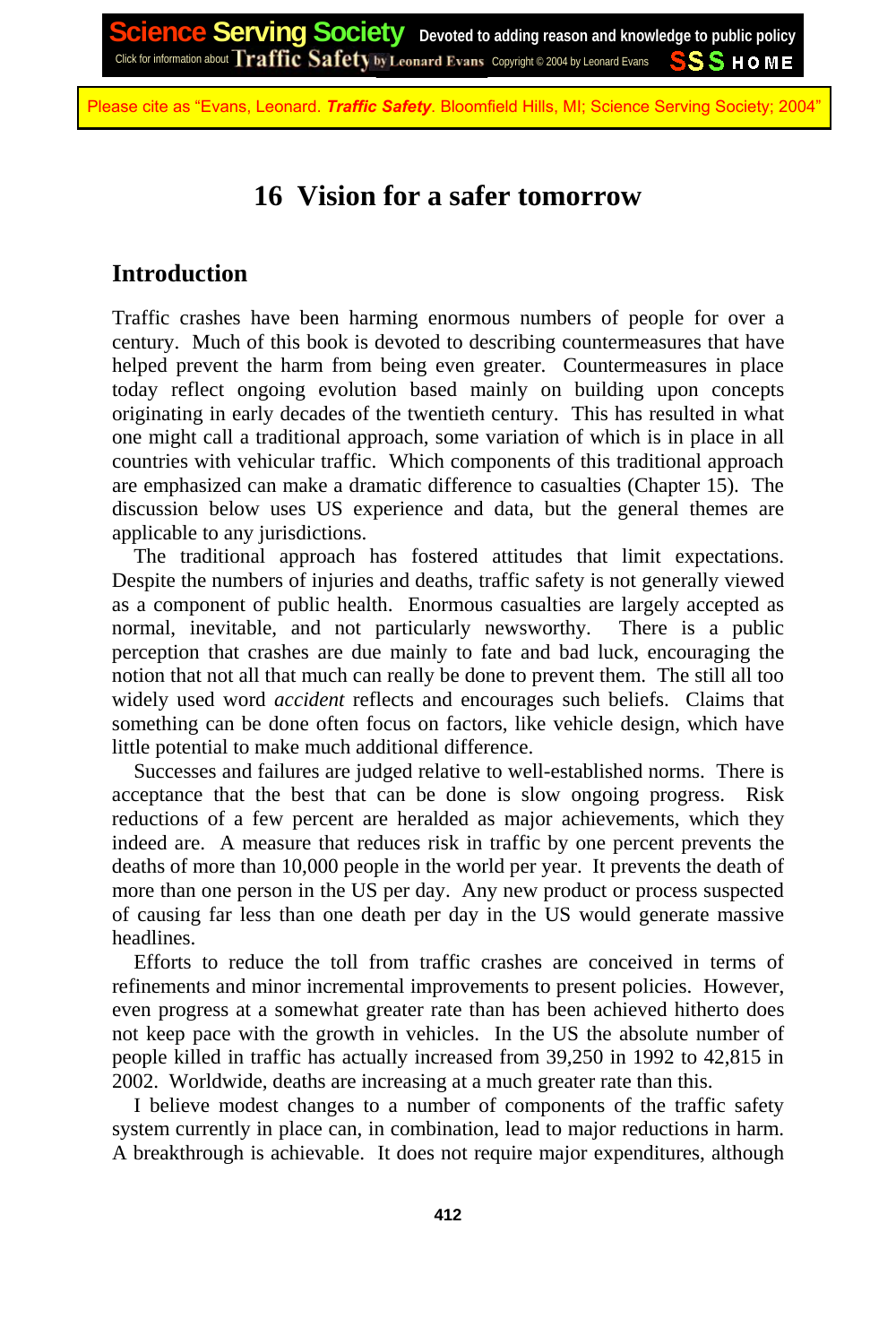Please cite as "Evans, Leonard. ***Traffic Safety***. Bloomfield Hills, MI; Science Serving Society; 2004"

# 16 Vision for a safer tomorrow

## Introduction

Traffic crashes have been harming enormous numbers of people for over a century. Much of this book is devoted to describing countermeasures that have helped prevent the harm from being even greater. Countermeasures in place today reflect ongoing evolution based mainly on building upon concepts originating in early decades of the twentieth century. This has resulted in what one might call a traditional approach, some variation of which is in place in all countries with vehicular traffic. Which components of this traditional approach are emphasized can make a dramatic difference to casualties (Chapter 15). The discussion below uses US experience and data, but the general themes are applicable to any jurisdictions.

The traditional approach has fostered attitudes that limit expectations. Despite the numbers of injuries and deaths, traffic safety is not generally viewed as a component of public health. Enormous casualties are largely accepted as normal, inevitable, and not particularly newsworthy. There is a public perception that crashes are due mainly to fate and bad luck, encouraging the notion that not all that much can really be done to prevent them. The still all too widely used word *accident* reflects and encourages such beliefs. Claims that something can be done often focus on factors, like vehicle design, which have little potential to make much additional difference.

Successes and failures are judged relative to well-established norms. There is acceptance that the best that can be done is slow ongoing progress. Risk reductions of a few percent are heralded as major achievements, which they indeed are. A measure that reduces risk in traffic by one percent prevents the deaths of more than 10,000 people in the world per year. It prevents the death of more than one person in the US per day. Any new product or process suspected of causing far less than one death per day in the US would generate massive headlines.

Efforts to reduce the toll from traffic crashes are conceived in terms of refinements and minor incremental improvements to present policies. However, even progress at a somewhat greater rate than has been achieved hitherto does not keep pace with the growth in vehicles. In the US the absolute number of people killed in traffic has actually increased from 39,250 in 1992 to 42,815 in 2002. Worldwide, deaths are increasing at a much greater rate than this.

I believe modest changes to a number of components of the traffic safety system currently in place can, in combination, lead to major reductions in harm. A breakthrough is achievable. It does not require major expenditures, although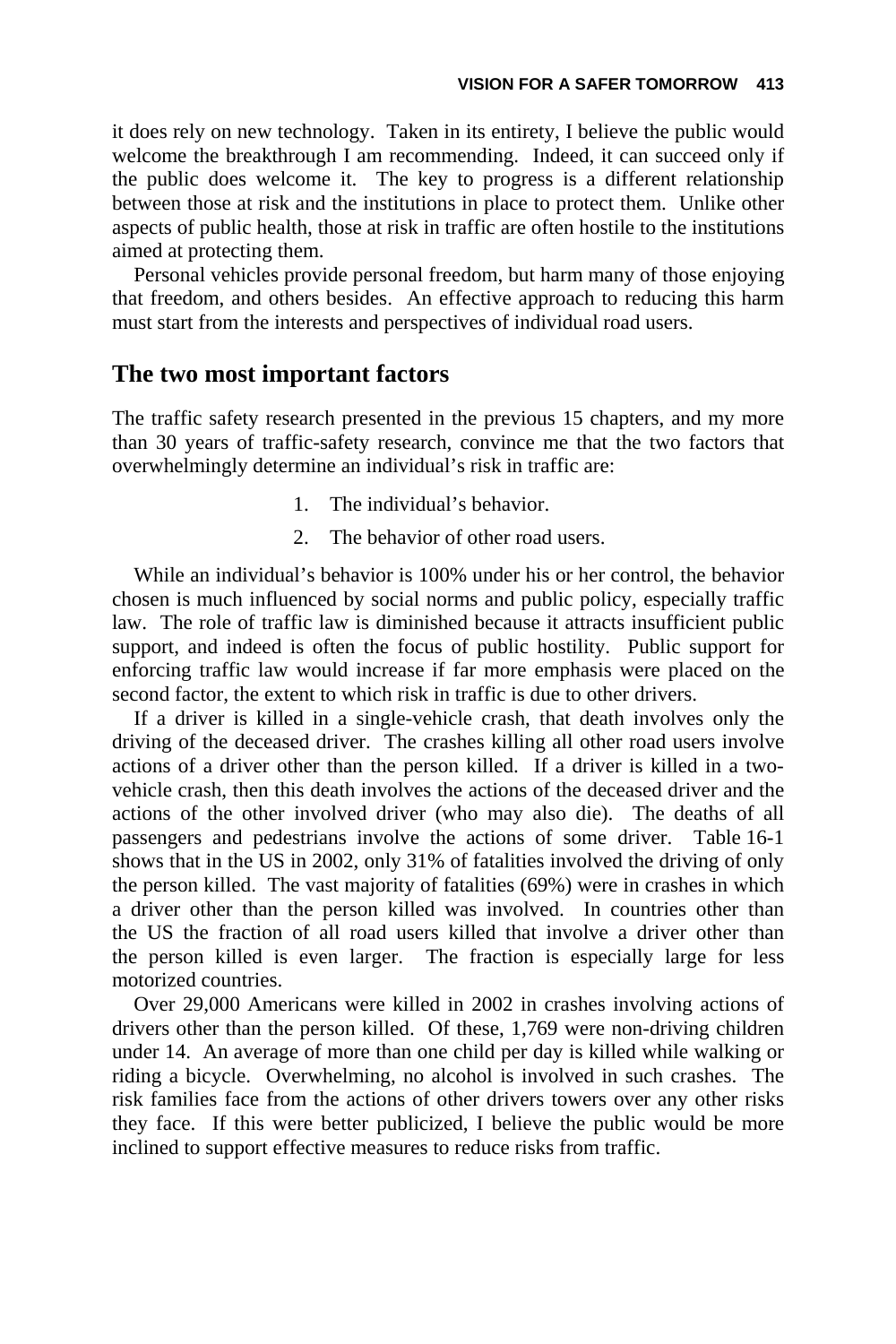it does rely on new technology. Taken in its entirety, I believe the public would welcome the breakthrough I am recommending. Indeed, it can succeed only if the public does welcome it. The key to progress is a different relationship between those at risk and the institutions in place to protect them. Unlike other aspects of public health, those at risk in traffic are often hostile to the institutions aimed at protecting them.

Personal vehicles provide personal freedom, but harm many of those enjoying that freedom, and others besides. An effective approach to reducing this harm must start from the interests and perspectives of individual road users.

## The two most important factors

The traffic safety research presented in the previous 15 chapters, and my more than 30 years of traffic-safety research, convince me that the two factors that overwhelmingly determine an individual's risk in traffic are:

1. The individual's behavior.
2. The behavior of other road users.

While an individual's behavior is 100% under his or her control, the behavior chosen is much influenced by social norms and public policy, especially traffic law. The role of traffic law is diminished because it attracts insufficient public support, and indeed is often the focus of public hostility. Public support for enforcing traffic law would increase if far more emphasis were placed on the second factor, the extent to which risk in traffic is due to other drivers.

If a driver is killed in a single-vehicle crash, that death involves only the driving of the deceased driver. The crashes killing all other road users involve actions of a driver other than the person killed. If a driver is killed in a two-vehicle crash, then this death involves the actions of the deceased driver and the actions of the other involved driver (who may also die). The deaths of all passengers and pedestrians involve the actions of some driver. Table 16-1 shows that in the US in 2002, only 31% of fatalities involved the driving of only the person killed. The vast majority of fatalities (69%) were in crashes in which a driver other than the person killed was involved. In countries other than the US the fraction of all road users killed that involve a driver other than the person killed is even larger. The fraction is especially large for less motorized countries.

Over 29,000 Americans were killed in 2002 in crashes involving actions of drivers other than the person killed. Of these, 1,769 were non-driving children under 14. An average of more than one child per day is killed while walking or riding a bicycle. Overwhelming, no alcohol is involved in such crashes. The risk families face from the actions of other drivers towers over any other risks they face. If this were better publicized, I believe the public would be more inclined to support effective measures to reduce risks from traffic.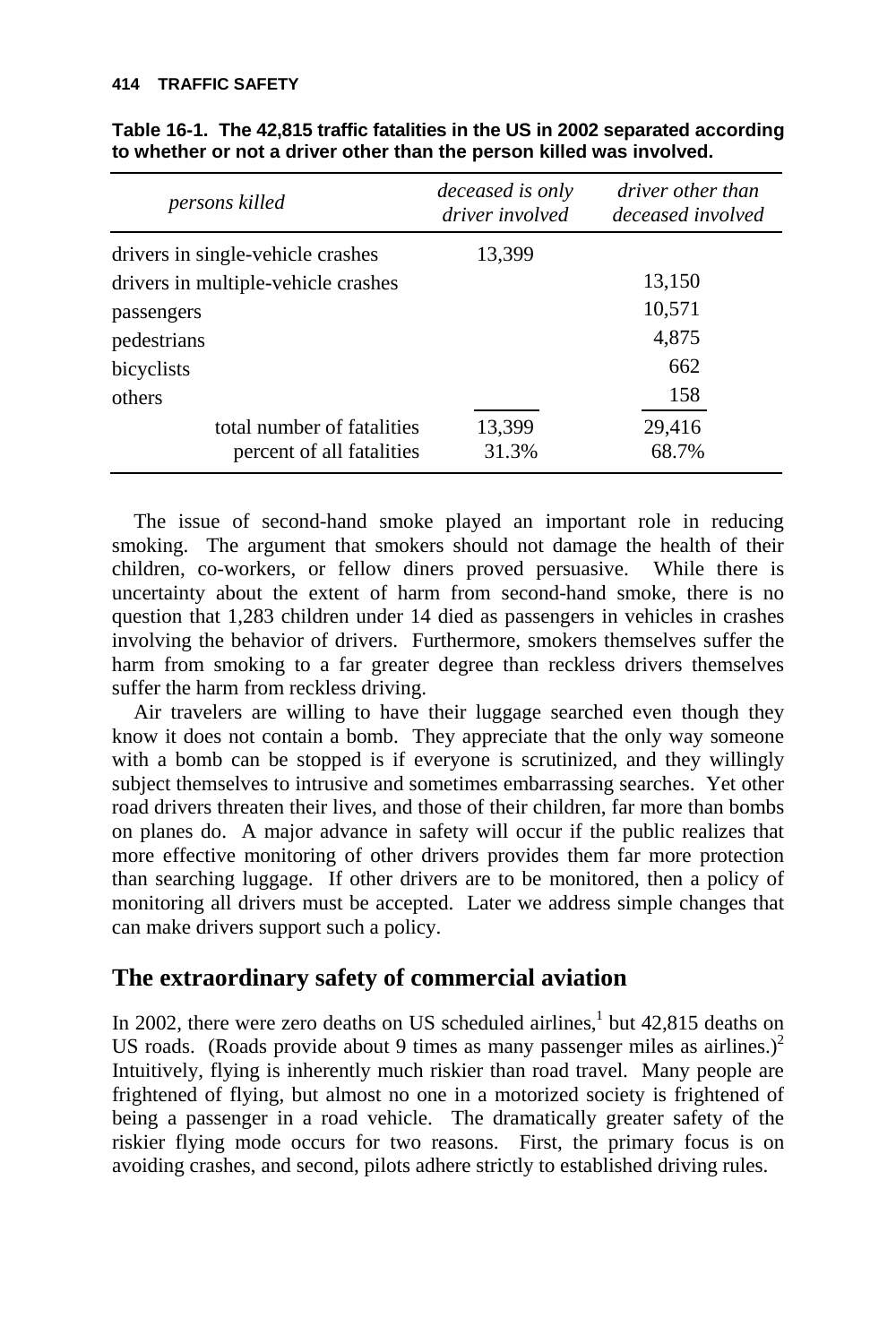**Table 16-1. The 42,815 traffic fatalities in the US in 2002 separated according to whether or not a driver other than the person killed was involved.**

| *persons killed* | *deceased is only driver involved* | *driver other than deceased involved* |
|---|---|---|
| drivers in single-vehicle crashes | 13,399 | |
| drivers in multiple-vehicle crashes | | 13,150 |
| passengers | | 10,571 |
| pedestrians | | 4,875 |
| bicyclists | | 662 |
| others | | 158 |
| total number of fatalities | 13,399 | 29,416 |
| percent of all fatalities | 31.3% | 68.7% |

The issue of second-hand smoke played an important role in reducing smoking. The argument that smokers should not damage the health of their children, co-workers, or fellow diners proved persuasive. While there is uncertainty about the extent of harm from second-hand smoke, there is no question that 1,283 children under 14 died as passengers in vehicles in crashes involving the behavior of drivers. Furthermore, smokers themselves suffer the harm from smoking to a far greater degree than reckless drivers themselves suffer the harm from reckless driving.

Air travelers are willing to have their luggage searched even though they know it does not contain a bomb. They appreciate that the only way someone with a bomb can be stopped is if everyone is scrutinized, and they willingly subject themselves to intrusive and sometimes embarrassing searches. Yet other road drivers threaten their lives, and those of their children, far more than bombs on planes do. A major advance in safety will occur if the public realizes that more effective monitoring of other drivers provides them far more protection than searching luggage. If other drivers are to be monitored, then a policy of monitoring all drivers must be accepted. Later we address simple changes that can make drivers support such a policy.

## The extraordinary safety of commercial aviation

In 2002, there were zero deaths on US scheduled airlines,[1] but 42,815 deaths on US roads. (Roads provide about 9 times as many passenger miles as airlines.)[2] Intuitively, flying is inherently much riskier than road travel. Many people are frightened of flying, but almost no one in a motorized society is frightened of being a passenger in a road vehicle. The dramatically greater safety of the riskier flying mode occurs for two reasons. First, the primary focus is on avoiding crashes, and second, pilots adhere strictly to established driving rules.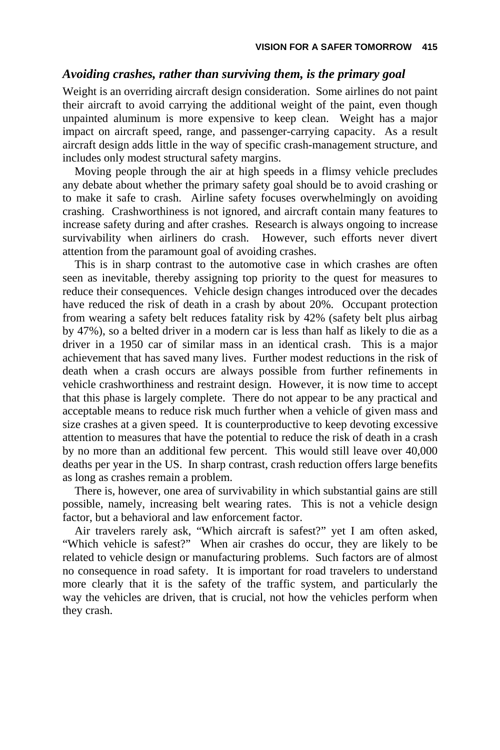### *Avoiding crashes, rather than surviving them, is the primary goal*

Weight is an overriding aircraft design consideration. Some airlines do not paint their aircraft to avoid carrying the additional weight of the paint, even though unpainted aluminum is more expensive to keep clean. Weight has a major impact on aircraft speed, range, and passenger-carrying capacity. As a result aircraft design adds little in the way of specific crash-management structure, and includes only modest structural safety margins.

Moving people through the air at high speeds in a flimsy vehicle precludes any debate about whether the primary safety goal should be to avoid crashing or to make it safe to crash. Airline safety focuses overwhelmingly on avoiding crashing. Crashworthiness is not ignored, and aircraft contain many features to increase safety during and after crashes. Research is always ongoing to increase survivability when airliners do crash. However, such efforts never divert attention from the paramount goal of avoiding crashes.

This is in sharp contrast to the automotive case in which crashes are often seen as inevitable, thereby assigning top priority to the quest for measures to reduce their consequences. Vehicle design changes introduced over the decades have reduced the risk of death in a crash by about 20%. Occupant protection from wearing a safety belt reduces fatality risk by 42% (safety belt plus airbag by 47%), so a belted driver in a modern car is less than half as likely to die as a driver in a 1950 car of similar mass in an identical crash. This is a major achievement that has saved many lives. Further modest reductions in the risk of death when a crash occurs are always possible from further refinements in vehicle crashworthiness and restraint design. However, it is now time to accept that this phase is largely complete. There do not appear to be any practical and acceptable means to reduce risk much further when a vehicle of given mass and size crashes at a given speed. It is counterproductive to keep devoting excessive attention to measures that have the potential to reduce the risk of death in a crash by no more than an additional few percent. This would still leave over 40,000 deaths per year in the US. In sharp contrast, crash reduction offers large benefits as long as crashes remain a problem.

There is, however, one area of survivability in which substantial gains are still possible, namely, increasing belt wearing rates. This is not a vehicle design factor, but a behavioral and law enforcement factor.

Air travelers rarely ask, "Which aircraft is safest?" yet I am often asked, "Which vehicle is safest?" When air crashes do occur, they are likely to be related to vehicle design or manufacturing problems. Such factors are of almost no consequence in road safety. It is important for road travelers to understand more clearly that it is the safety of the traffic system, and particularly the way the vehicles are driven, that is crucial, not how the vehicles perform when they crash.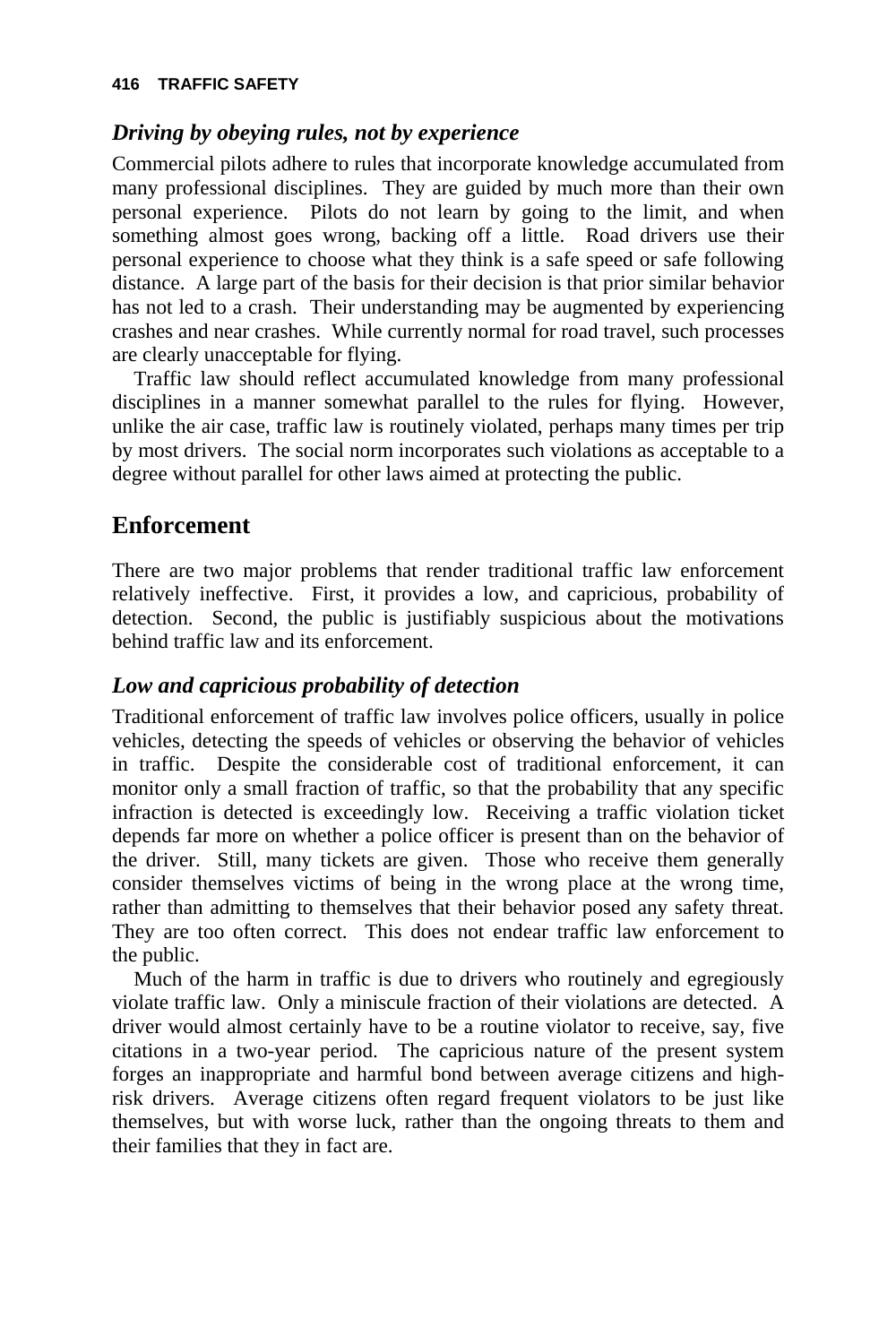### *Driving by obeying rules, not by experience*

Commercial pilots adhere to rules that incorporate knowledge accumulated from many professional disciplines. They are guided by much more than their own personal experience. Pilots do not learn by going to the limit, and when something almost goes wrong, backing off a little. Road drivers use their personal experience to choose what they think is a safe speed or safe following distance. A large part of the basis for their decision is that prior similar behavior has not led to a crash. Their understanding may be augmented by experiencing crashes and near crashes. While currently normal for road travel, such processes are clearly unacceptable for flying.

Traffic law should reflect accumulated knowledge from many professional disciplines in a manner somewhat parallel to the rules for flying. However, unlike the air case, traffic law is routinely violated, perhaps many times per trip by most drivers. The social norm incorporates such violations as acceptable to a degree without parallel for other laws aimed at protecting the public.

## Enforcement

There are two major problems that render traditional traffic law enforcement relatively ineffective. First, it provides a low, and capricious, probability of detection. Second, the public is justifiably suspicious about the motivations behind traffic law and its enforcement.

### *Low and capricious probability of detection*

Traditional enforcement of traffic law involves police officers, usually in police vehicles, detecting the speeds of vehicles or observing the behavior of vehicles in traffic. Despite the considerable cost of traditional enforcement, it can monitor only a small fraction of traffic, so that the probability that any specific infraction is detected is exceedingly low. Receiving a traffic violation ticket depends far more on whether a police officer is present than on the behavior of the driver. Still, many tickets are given. Those who receive them generally consider themselves victims of being in the wrong place at the wrong time, rather than admitting to themselves that their behavior posed any safety threat. They are too often correct. This does not endear traffic law enforcement to the public.

Much of the harm in traffic is due to drivers who routinely and egregiously violate traffic law. Only a miniscule fraction of their violations are detected. A driver would almost certainly have to be a routine violator to receive, say, five citations in a two-year period. The capricious nature of the present system forges an inappropriate and harmful bond between average citizens and high-risk drivers. Average citizens often regard frequent violators to be just like themselves, but with worse luck, rather than the ongoing threats to them and their families that they in fact are.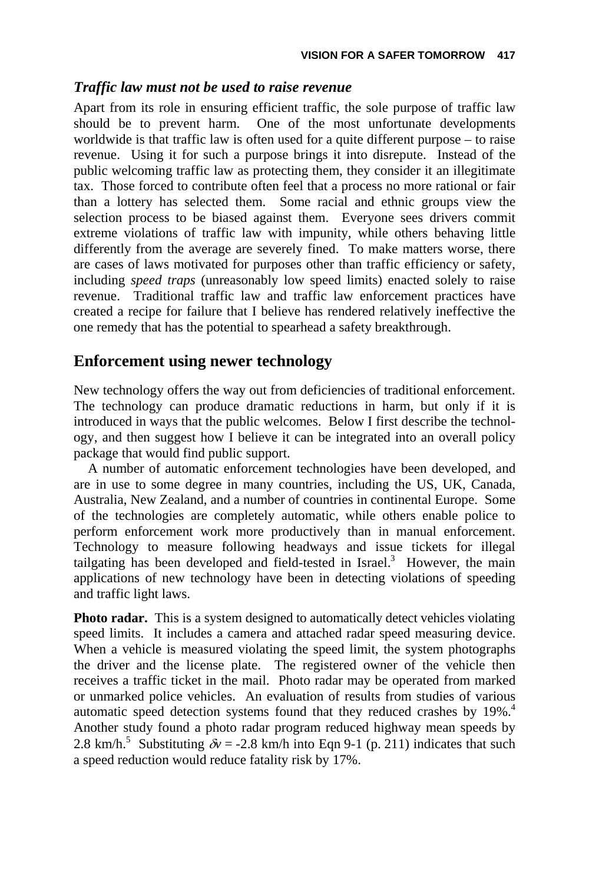### *Traffic law must not be used to raise revenue*

Apart from its role in ensuring efficient traffic, the sole purpose of traffic law should be to prevent harm. One of the most unfortunate developments worldwide is that traffic law is often used for a quite different purpose – to raise revenue. Using it for such a purpose brings it into disrepute. Instead of the public welcoming traffic law as protecting them, they consider it an illegitimate tax. Those forced to contribute often feel that a process no more rational or fair than a lottery has selected them. Some racial and ethnic groups view the selection process to be biased against them. Everyone sees drivers commit extreme violations of traffic law with impunity, while others behaving little differently from the average are severely fined. To make matters worse, there are cases of laws motivated for purposes other than traffic efficiency or safety, including *speed traps* (unreasonably low speed limits) enacted solely to raise revenue. Traditional traffic law and traffic law enforcement practices have created a recipe for failure that I believe has rendered relatively ineffective the one remedy that has the potential to spearhead a safety breakthrough.

## Enforcement using newer technology

New technology offers the way out from deficiencies of traditional enforcement. The technology can produce dramatic reductions in harm, but only if it is introduced in ways that the public welcomes. Below I first describe the technology, and then suggest how I believe it can be integrated into an overall policy package that would find public support.

A number of automatic enforcement technologies have been developed, and are in use to some degree in many countries, including the US, UK, Canada, Australia, New Zealand, and a number of countries in continental Europe. Some of the technologies are completely automatic, while others enable police to perform enforcement work more productively than in manual enforcement. Technology to measure following headways and issue tickets for illegal tailgating has been developed and field-tested in Israel.[3] However, the main applications of new technology have been in detecting violations of speeding and traffic light laws.

**Photo radar.** This is a system designed to automatically detect vehicles violating speed limits. It includes a camera and attached radar speed measuring device. When a vehicle is measured violating the speed limit, the system photographs the driver and the license plate. The registered owner of the vehicle then receives a traffic ticket in the mail. Photo radar may be operated from marked or unmarked police vehicles. An evaluation of results from studies of various automatic speed detection systems found that they reduced crashes by 19%.[4] Another study found a photo radar program reduced highway mean speeds by 2.8 km/h.[5] Substituting $\delta v$ = -2.8 km/h into Eqn 9-1 (p. 211) indicates that such a speed reduction would reduce fatality risk by 17%.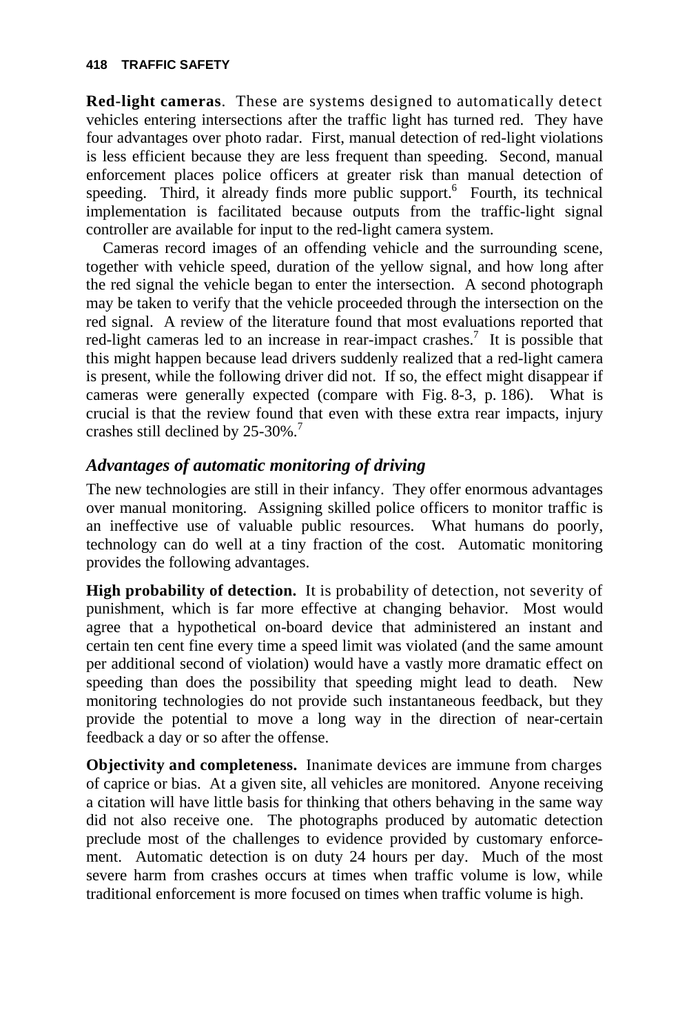**Red-light cameras**. These are systems designed to automatically detect vehicles entering intersections after the traffic light has turned red. They have four advantages over photo radar. First, manual detection of red-light violations is less efficient because they are less frequent than speeding. Second, manual enforcement places police officers at greater risk than manual detection of speeding. Third, it already finds more public support.[6] Fourth, its technical implementation is facilitated because outputs from the traffic-light signal controller are available for input to the red-light camera system.

Cameras record images of an offending vehicle and the surrounding scene, together with vehicle speed, duration of the yellow signal, and how long after the red signal the vehicle began to enter the intersection. A second photograph may be taken to verify that the vehicle proceeded through the intersection on the red signal. A review of the literature found that most evaluations reported that red-light cameras led to an increase in rear-impact crashes.[7] It is possible that this might happen because lead drivers suddenly realized that a red-light camera is present, while the following driver did not. If so, the effect might disappear if cameras were generally expected (compare with Fig. 8-3, p. 186). What is crucial is that the review found that even with these extra rear impacts, injury crashes still declined by 25-30%.[7]

## *Advantages of automatic monitoring of driving*

The new technologies are still in their infancy. They offer enormous advantages over manual monitoring. Assigning skilled police officers to monitor traffic is an ineffective use of valuable public resources. What humans do poorly, technology can do well at a tiny fraction of the cost. Automatic monitoring provides the following advantages.

**High probability of detection.** It is probability of detection, not severity of punishment, which is far more effective at changing behavior. Most would agree that a hypothetical on-board device that administered an instant and certain ten cent fine every time a speed limit was violated (and the same amount per additional second of violation) would have a vastly more dramatic effect on speeding than does the possibility that speeding might lead to death. New monitoring technologies do not provide such instantaneous feedback, but they provide the potential to move a long way in the direction of near-certain feedback a day or so after the offense.

**Objectivity and completeness.** Inanimate devices are immune from charges of caprice or bias. At a given site, all vehicles are monitored. Anyone receiving a citation will have little basis for thinking that others behaving in the same way did not also receive one. The photographs produced by automatic detection preclude most of the challenges to evidence provided by customary enforcement. Automatic detection is on duty 24 hours per day. Much of the most severe harm from crashes occurs at times when traffic volume is low, while traditional enforcement is more focused on times when traffic volume is high.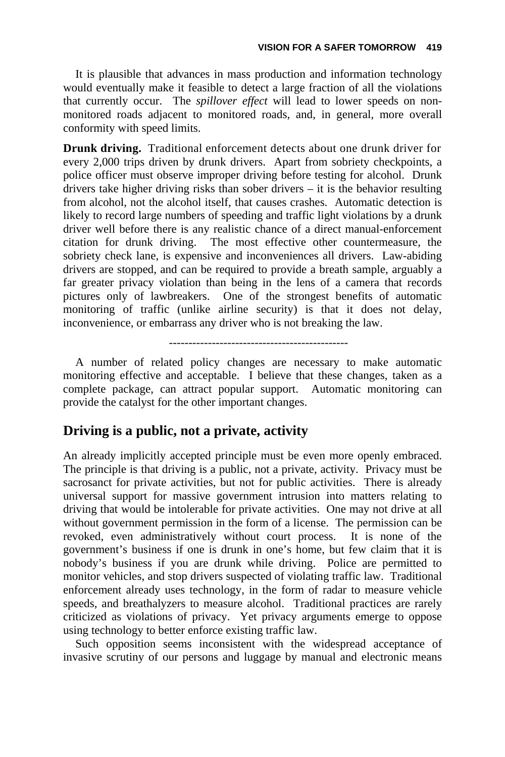It is plausible that advances in mass production and information technology would eventually make it feasible to detect a large fraction of all the violations that currently occur. The *spillover effect* will lead to lower speeds on non-monitored roads adjacent to monitored roads, and, in general, more overall conformity with speed limits.

**Drunk driving.** Traditional enforcement detects about one drunk driver for every 2,000 trips driven by drunk drivers. Apart from sobriety checkpoints, a police officer must observe improper driving before testing for alcohol. Drunk drivers take higher driving risks than sober drivers – it is the behavior resulting from alcohol, not the alcohol itself, that causes crashes. Automatic detection is likely to record large numbers of speeding and traffic light violations by a drunk driver well before there is any realistic chance of a direct manual-enforcement citation for drunk driving. The most effective other countermeasure, the sobriety check lane, is expensive and inconveniences all drivers. Law-abiding drivers are stopped, and can be required to provide a breath sample, arguably a far greater privacy violation than being in the lens of a camera that records pictures only of lawbreakers. One of the strongest benefits of automatic monitoring of traffic (unlike airline security) is that it does not delay, inconvenience, or embarrass any driver who is not breaking the law.

---

A number of related policy changes are necessary to make automatic monitoring effective and acceptable. I believe that these changes, taken as a complete package, can attract popular support. Automatic monitoring can provide the catalyst for the other important changes.

## Driving is a public, not a private, activity

An already implicitly accepted principle must be even more openly embraced. The principle is that driving is a public, not a private, activity. Privacy must be sacrosanct for private activities, but not for public activities. There is already universal support for massive government intrusion into matters relating to driving that would be intolerable for private activities. One may not drive at all without government permission in the form of a license. The permission can be revoked, even administratively without court process. It is none of the government's business if one is drunk in one's home, but few claim that it is nobody's business if you are drunk while driving. Police are permitted to monitor vehicles, and stop drivers suspected of violating traffic law. Traditional enforcement already uses technology, in the form of radar to measure vehicle speeds, and breathalyzers to measure alcohol. Traditional practices are rarely criticized as violations of privacy. Yet privacy arguments emerge to oppose using technology to better enforce existing traffic law.

Such opposition seems inconsistent with the widespread acceptance of invasive scrutiny of our persons and luggage by manual and electronic means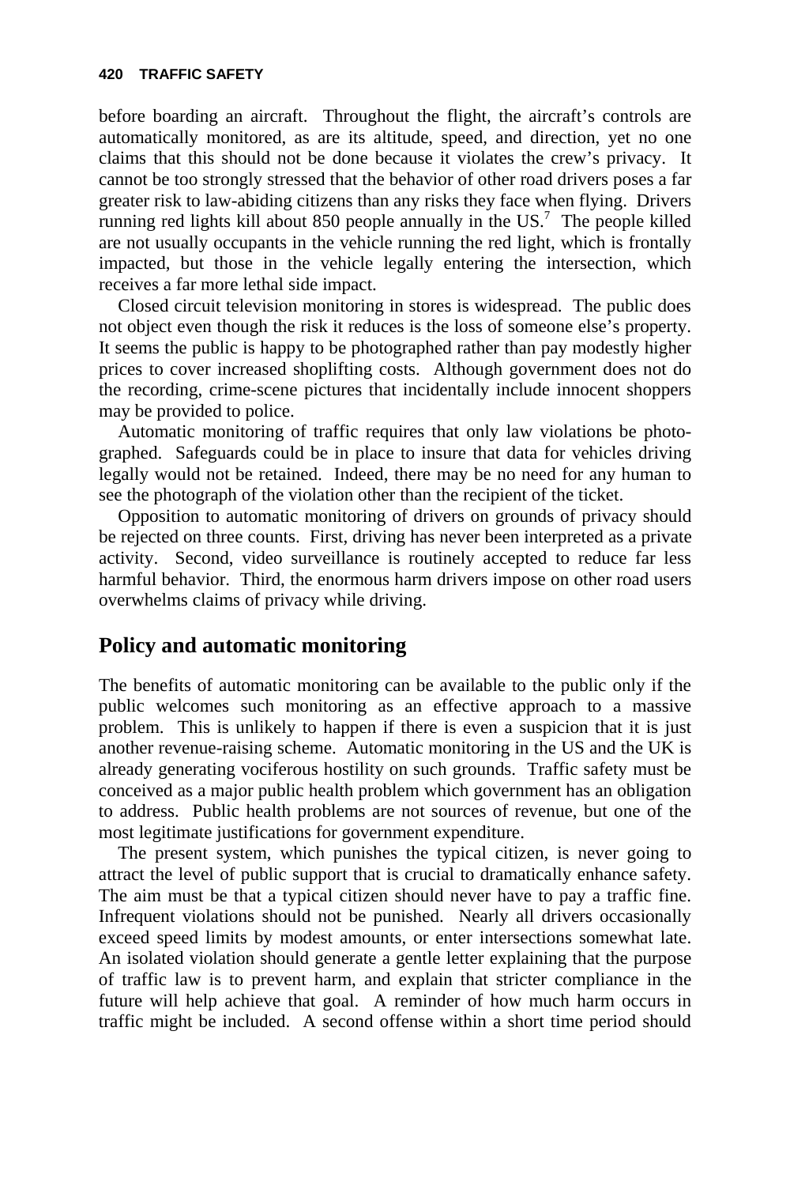before boarding an aircraft. Throughout the flight, the aircraft's controls are automatically monitored, as are its altitude, speed, and direction, yet no one claims that this should not be done because it violates the crew's privacy. It cannot be too strongly stressed that the behavior of other road drivers poses a far greater risk to law-abiding citizens than any risks they face when flying. Drivers running red lights kill about 850 people annually in the US.[7] The people killed are not usually occupants in the vehicle running the red light, which is frontally impacted, but those in the vehicle legally entering the intersection, which receives a far more lethal side impact.

Closed circuit television monitoring in stores is widespread. The public does not object even though the risk it reduces is the loss of someone else's property. It seems the public is happy to be photographed rather than pay modestly higher prices to cover increased shoplifting costs. Although government does not do the recording, crime-scene pictures that incidentally include innocent shoppers may be provided to police.

Automatic monitoring of traffic requires that only law violations be photographed. Safeguards could be in place to insure that data for vehicles driving legally would not be retained. Indeed, there may be no need for any human to see the photograph of the violation other than the recipient of the ticket.

Opposition to automatic monitoring of drivers on grounds of privacy should be rejected on three counts. First, driving has never been interpreted as a private activity. Second, video surveillance is routinely accepted to reduce far less harmful behavior. Third, the enormous harm drivers impose on other road users overwhelms claims of privacy while driving.

## Policy and automatic monitoring

The benefits of automatic monitoring can be available to the public only if the public welcomes such monitoring as an effective approach to a massive problem. This is unlikely to happen if there is even a suspicion that it is just another revenue-raising scheme. Automatic monitoring in the US and the UK is already generating vociferous hostility on such grounds. Traffic safety must be conceived as a major public health problem which government has an obligation to address. Public health problems are not sources of revenue, but one of the most legitimate justifications for government expenditure.

The present system, which punishes the typical citizen, is never going to attract the level of public support that is crucial to dramatically enhance safety. The aim must be that a typical citizen should never have to pay a traffic fine. Infrequent violations should not be punished. Nearly all drivers occasionally exceed speed limits by modest amounts, or enter intersections somewhat late. An isolated violation should generate a gentle letter explaining that the purpose of traffic law is to prevent harm, and explain that stricter compliance in the future will help achieve that goal. A reminder of how much harm occurs in traffic might be included. A second offense within a short time period should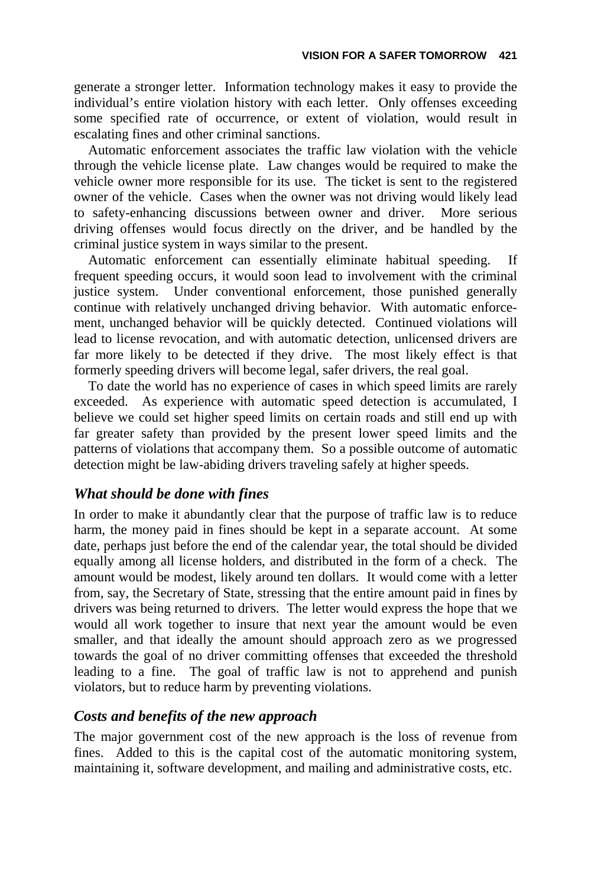generate a stronger letter. Information technology makes it easy to provide the individual's entire violation history with each letter. Only offenses exceeding some specified rate of occurrence, or extent of violation, would result in escalating fines and other criminal sanctions.

Automatic enforcement associates the traffic law violation with the vehicle through the vehicle license plate. Law changes would be required to make the vehicle owner more responsible for its use. The ticket is sent to the registered owner of the vehicle. Cases when the owner was not driving would likely lead to safety-enhancing discussions between owner and driver. More serious driving offenses would focus directly on the driver, and be handled by the criminal justice system in ways similar to the present.

Automatic enforcement can essentially eliminate habitual speeding. If frequent speeding occurs, it would soon lead to involvement with the criminal justice system. Under conventional enforcement, those punished generally continue with relatively unchanged driving behavior. With automatic enforcement, unchanged behavior will be quickly detected. Continued violations will lead to license revocation, and with automatic detection, unlicensed drivers are far more likely to be detected if they drive. The most likely effect is that formerly speeding drivers will become legal, safer drivers, the real goal.

To date the world has no experience of cases in which speed limits are rarely exceeded. As experience with automatic speed detection is accumulated, I believe we could set higher speed limits on certain roads and still end up with far greater safety than provided by the present lower speed limits and the patterns of violations that accompany them. So a possible outcome of automatic detection might be law-abiding drivers traveling safely at higher speeds.

### *What should be done with fines*

In order to make it abundantly clear that the purpose of traffic law is to reduce harm, the money paid in fines should be kept in a separate account. At some date, perhaps just before the end of the calendar year, the total should be divided equally among all license holders, and distributed in the form of a check. The amount would be modest, likely around ten dollars. It would come with a letter from, say, the Secretary of State, stressing that the entire amount paid in fines by drivers was being returned to drivers. The letter would express the hope that we would all work together to insure that next year the amount would be even smaller, and that ideally the amount should approach zero as we progressed towards the goal of no driver committing offenses that exceeded the threshold leading to a fine. The goal of traffic law is not to apprehend and punish violators, but to reduce harm by preventing violations.

### *Costs and benefits of the new approach*

The major government cost of the new approach is the loss of revenue from fines. Added to this is the capital cost of the automatic monitoring system, maintaining it, software development, and mailing and administrative costs, etc.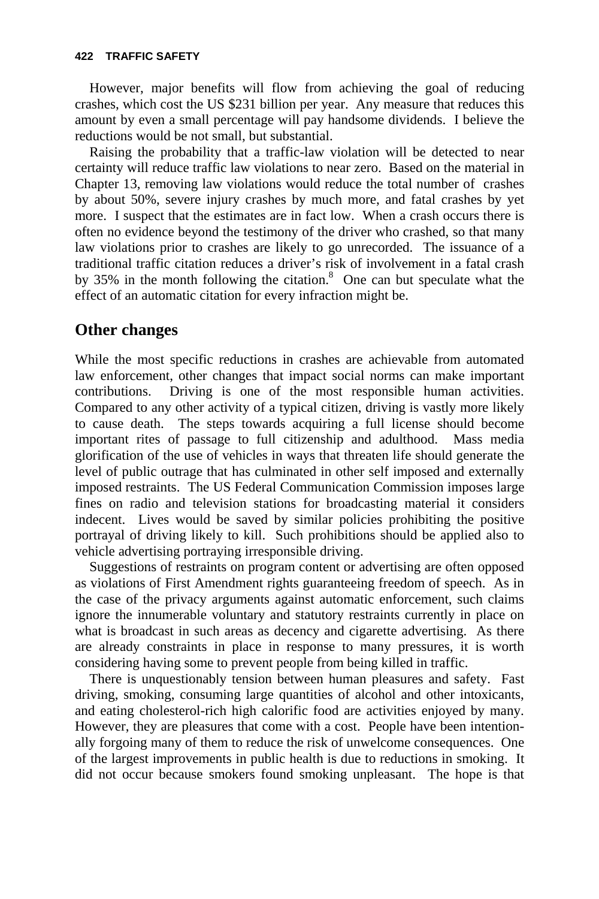However, major benefits will flow from achieving the goal of reducing crashes, which cost the US $231 billion per year. Any measure that reduces this amount by even a small percentage will pay handsome dividends. I believe the reductions would be not small, but substantial.

Raising the probability that a traffic-law violation will be detected to near certainty will reduce traffic law violations to near zero. Based on the material in Chapter 13, removing law violations would reduce the total number of crashes by about 50%, severe injury crashes by much more, and fatal crashes by yet more. I suspect that the estimates are in fact low. When a crash occurs there is often no evidence beyond the testimony of the driver who crashed, so that many law violations prior to crashes are likely to go unrecorded. The issuance of a traditional traffic citation reduces a driver's risk of involvement in a fatal crash by 35% in the month following the citation.[8] One can but speculate what the effect of an automatic citation for every infraction might be.

## Other changes

While the most specific reductions in crashes are achievable from automated law enforcement, other changes that impact social norms can make important contributions. Driving is one of the most responsible human activities. Compared to any other activity of a typical citizen, driving is vastly more likely to cause death. The steps towards acquiring a full license should become important rites of passage to full citizenship and adulthood. Mass media glorification of the use of vehicles in ways that threaten life should generate the level of public outrage that has culminated in other self imposed and externally imposed restraints. The US Federal Communication Commission imposes large fines on radio and television stations for broadcasting material it considers indecent. Lives would be saved by similar policies prohibiting the positive portrayal of driving likely to kill. Such prohibitions should be applied also to vehicle advertising portraying irresponsible driving.

Suggestions of restraints on program content or advertising are often opposed as violations of First Amendment rights guaranteeing freedom of speech. As in the case of the privacy arguments against automatic enforcement, such claims ignore the innumerable voluntary and statutory restraints currently in place on what is broadcast in such areas as decency and cigarette advertising. As there are already constraints in place in response to many pressures, it is worth considering having some to prevent people from being killed in traffic.

There is unquestionably tension between human pleasures and safety. Fast driving, smoking, consuming large quantities of alcohol and other intoxicants, and eating cholesterol-rich high calorific food are activities enjoyed by many. However, they are pleasures that come with a cost. People have been intentionally forgoing many of them to reduce the risk of unwelcome consequences. One of the largest improvements in public health is due to reductions in smoking. It did not occur because smokers found smoking unpleasant. The hope is that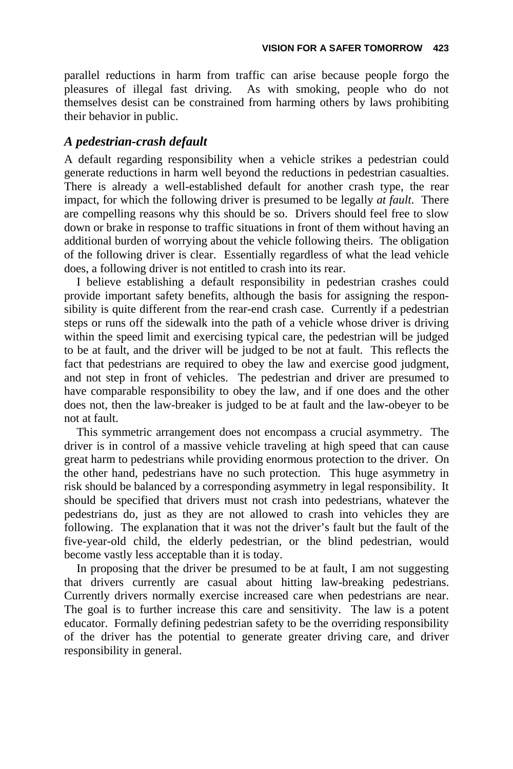parallel reductions in harm from traffic can arise because people forgo the pleasures of illegal fast driving. As with smoking, people who do not themselves desist can be constrained from harming others by laws prohibiting their behavior in public.

## *A pedestrian-crash default*

A default regarding responsibility when a vehicle strikes a pedestrian could generate reductions in harm well beyond the reductions in pedestrian casualties. There is already a well-established default for another crash type, the rear impact, for which the following driver is presumed to be legally *at fault.* There are compelling reasons why this should be so. Drivers should feel free to slow down or brake in response to traffic situations in front of them without having an additional burden of worrying about the vehicle following theirs. The obligation of the following driver is clear. Essentially regardless of what the lead vehicle does, a following driver is not entitled to crash into its rear.

I believe establishing a default responsibility in pedestrian crashes could provide important safety benefits, although the basis for assigning the responsibility is quite different from the rear-end crash case. Currently if a pedestrian steps or runs off the sidewalk into the path of a vehicle whose driver is driving within the speed limit and exercising typical care, the pedestrian will be judged to be at fault, and the driver will be judged to be not at fault. This reflects the fact that pedestrians are required to obey the law and exercise good judgment, and not step in front of vehicles. The pedestrian and driver are presumed to have comparable responsibility to obey the law, and if one does and the other does not, then the law-breaker is judged to be at fault and the law-obeyer to be not at fault.

This symmetric arrangement does not encompass a crucial asymmetry. The driver is in control of a massive vehicle traveling at high speed that can cause great harm to pedestrians while providing enormous protection to the driver. On the other hand, pedestrians have no such protection. This huge asymmetry in risk should be balanced by a corresponding asymmetry in legal responsibility. It should be specified that drivers must not crash into pedestrians, whatever the pedestrians do, just as they are not allowed to crash into vehicles they are following. The explanation that it was not the driver's fault but the fault of the five-year-old child, the elderly pedestrian, or the blind pedestrian, would become vastly less acceptable than it is today.

In proposing that the driver be presumed to be at fault, I am not suggesting that drivers currently are casual about hitting law-breaking pedestrians. Currently drivers normally exercise increased care when pedestrians are near. The goal is to further increase this care and sensitivity. The law is a potent educator. Formally defining pedestrian safety to be the overriding responsibility of the driver has the potential to generate greater driving care, and driver responsibility in general.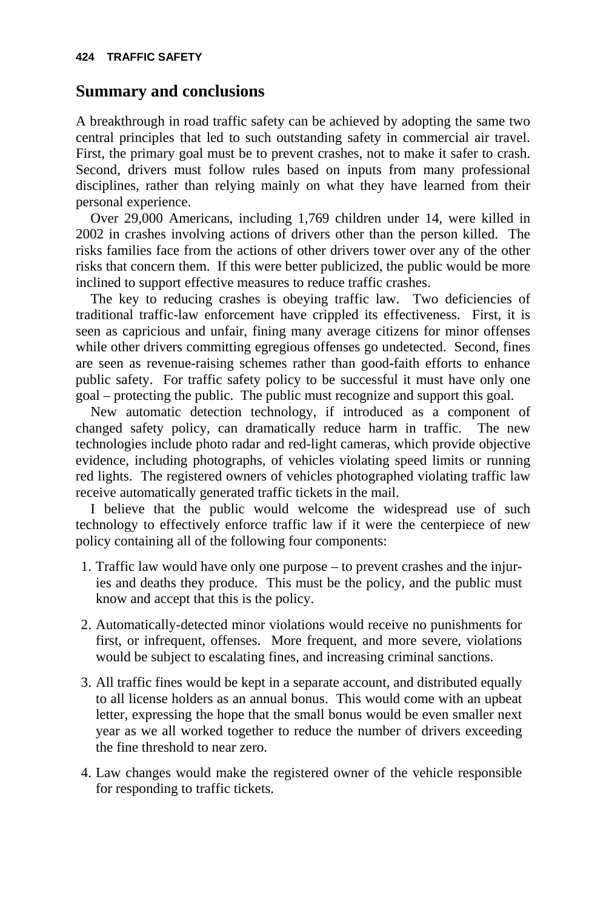## Summary and conclusions

A breakthrough in road traffic safety can be achieved by adopting the same two central principles that led to such outstanding safety in commercial air travel. First, the primary goal must be to prevent crashes, not to make it safer to crash. Second, drivers must follow rules based on inputs from many professional disciplines, rather than relying mainly on what they have learned from their personal experience.

Over 29,000 Americans, including 1,769 children under 14, were killed in 2002 in crashes involving actions of drivers other than the person killed. The risks families face from the actions of other drivers tower over any of the other risks that concern them. If this were better publicized, the public would be more inclined to support effective measures to reduce traffic crashes.

The key to reducing crashes is obeying traffic law. Two deficiencies of traditional traffic-law enforcement have crippled its effectiveness. First, it is seen as capricious and unfair, fining many average citizens for minor offenses while other drivers committing egregious offenses go undetected. Second, fines are seen as revenue-raising schemes rather than good-faith efforts to enhance public safety. For traffic safety policy to be successful it must have only one goal – protecting the public. The public must recognize and support this goal.

New automatic detection technology, if introduced as a component of changed safety policy, can dramatically reduce harm in traffic. The new technologies include photo radar and red-light cameras, which provide objective evidence, including photographs, of vehicles violating speed limits or running red lights. The registered owners of vehicles photographed violating traffic law receive automatically generated traffic tickets in the mail.

I believe that the public would welcome the widespread use of such technology to effectively enforce traffic law if it were the centerpiece of new policy containing all of the following four components:

1. Traffic law would have only one purpose – to prevent crashes and the injuries and deaths they produce. This must be the policy, and the public must know and accept that this is the policy.

2. Automatically-detected minor violations would receive no punishments for first, or infrequent, offenses. More frequent, and more severe, violations would be subject to escalating fines, and increasing criminal sanctions.

3. All traffic fines would be kept in a separate account, and distributed equally to all license holders as an annual bonus. This would come with an upbeat letter, expressing the hope that the small bonus would be even smaller next year as we all worked together to reduce the number of drivers exceeding the fine threshold to near zero.

4. Law changes would make the registered owner of the vehicle responsible for responding to traffic tickets.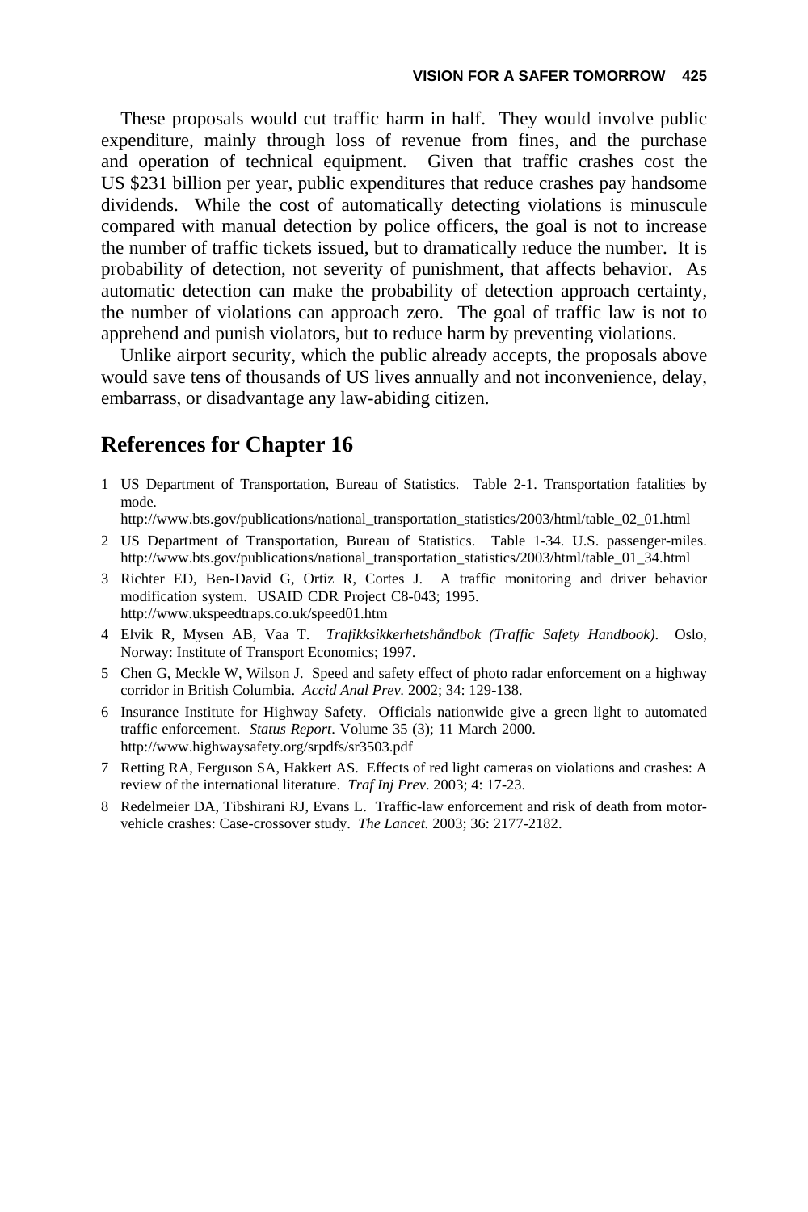These proposals would cut traffic harm in half. They would involve public expenditure, mainly through loss of revenue from fines, and the purchase and operation of technical equipment. Given that traffic crashes cost the US $231 billion per year, public expenditures that reduce crashes pay handsome dividends. While the cost of automatically detecting violations is minuscule compared with manual detection by police officers, the goal is not to increase the number of traffic tickets issued, but to dramatically reduce the number. It is probability of detection, not severity of punishment, that affects behavior. As automatic detection can make the probability of detection approach certainty, the number of violations can approach zero. The goal of traffic law is not to apprehend and punish violators, but to reduce harm by preventing violations.

Unlike airport security, which the public already accepts, the proposals above would save tens of thousands of US lives annually and not inconvenience, delay, embarrass, or disadvantage any law-abiding citizen.

## References for Chapter 16

1. US Department of Transportation, Bureau of Statistics. Table 2-1. Transportation fatalities by mode. http://www.bts.gov/publications/national_transportation_statistics/2003/html/table_02_01.html
2. US Department of Transportation, Bureau of Statistics. Table 1-34. U.S. passenger-miles. http://www.bts.gov/publications/national_transportation_statistics/2003/html/table_01_34.html
3. Richter ED, Ben-David G, Ortiz R, Cortes J. A traffic monitoring and driver behavior modification system. USAID CDR Project C8-043; 1995. http://www.ukspeedtraps.co.uk/speed01.htm
4. Elvik R, Mysen AB, Vaa T. *Trafikksikkerhetshåndbok (Traffic Safety Handbook)*. Oslo, Norway: Institute of Transport Economics; 1997.
5. Chen G, Meckle W, Wilson J. Speed and safety effect of photo radar enforcement on a highway corridor in British Columbia. *Accid Anal Prev*. 2002; 34: 129-138.
6. Insurance Institute for Highway Safety. Officials nationwide give a green light to automated traffic enforcement. *Status Report*. Volume 35 (3); 11 March 2000. http://www.highwaysafety.org/srpdfs/sr3503.pdf
7. Retting RA, Ferguson SA, Hakkert AS. Effects of red light cameras on violations and crashes: A review of the international literature. *Traf Inj Prev*. 2003; 4: 17-23.
8. Redelmeier DA, Tibshirani RJ, Evans L. Traffic-law enforcement and risk of death from motor-vehicle crashes: Case-crossover study. *The Lancet*. 2003; 36: 2177-2182.